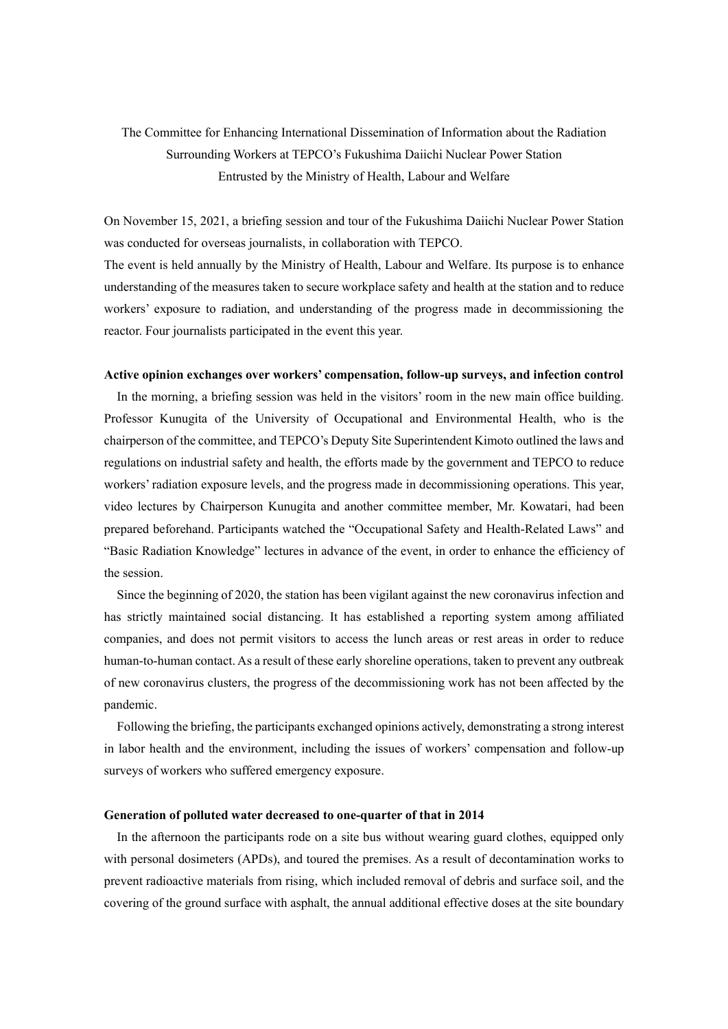The Committee for Enhancing International Dissemination of Information about the Radiation Surrounding Workers at TEPCO's Fukushima Daiichi Nuclear Power Station
Entrusted by the Ministry of Health, Labour and Welfare

On November 15, 2021, a briefing session and tour of the Fukushima Daiichi Nuclear Power Station was conducted for overseas journalists, in collaboration with TEPCO.

The event is held annually by the Ministry of Health, Labour and Welfare. Its purpose is to enhance understanding of the measures taken to secure workplace safety and health at the station and to reduce workers' exposure to radiation, and understanding of the progress made in decommissioning the reactor. Four journalists participated in the event this year.

**Active opinion exchanges over workers' compensation, follow-up surveys, and infection control**

In the morning, a briefing session was held in the visitors' room in the new main office building. Professor Kunugita of the University of Occupational and Environmental Health, who is the chairperson of the committee, and TEPCO's Deputy Site Superintendent Kimoto outlined the laws and regulations on industrial safety and health, the efforts made by the government and TEPCO to reduce workers' radiation exposure levels, and the progress made in decommissioning operations. This year, video lectures by Chairperson Kunugita and another committee member, Mr. Kowatari, had been prepared beforehand. Participants watched the "Occupational Safety and Health-Related Laws" and "Basic Radiation Knowledge" lectures in advance of the event, in order to enhance the efficiency of the session.

Since the beginning of 2020, the station has been vigilant against the new coronavirus infection and has strictly maintained social distancing. It has established a reporting system among affiliated companies, and does not permit visitors to access the lunch areas or rest areas in order to reduce human-to-human contact. As a result of these early shoreline operations, taken to prevent any outbreak of new coronavirus clusters, the progress of the decommissioning work has not been affected by the pandemic.

Following the briefing, the participants exchanged opinions actively, demonstrating a strong interest in labor health and the environment, including the issues of workers' compensation and follow-up surveys of workers who suffered emergency exposure.

**Generation of polluted water decreased to one-quarter of that in 2014**

In the afternoon the participants rode on a site bus without wearing guard clothes, equipped only with personal dosimeters (APDs), and toured the premises. As a result of decontamination works to prevent radioactive materials from rising, which included removal of debris and surface soil, and the covering of the ground surface with asphalt, the annual additional effective doses at the site boundary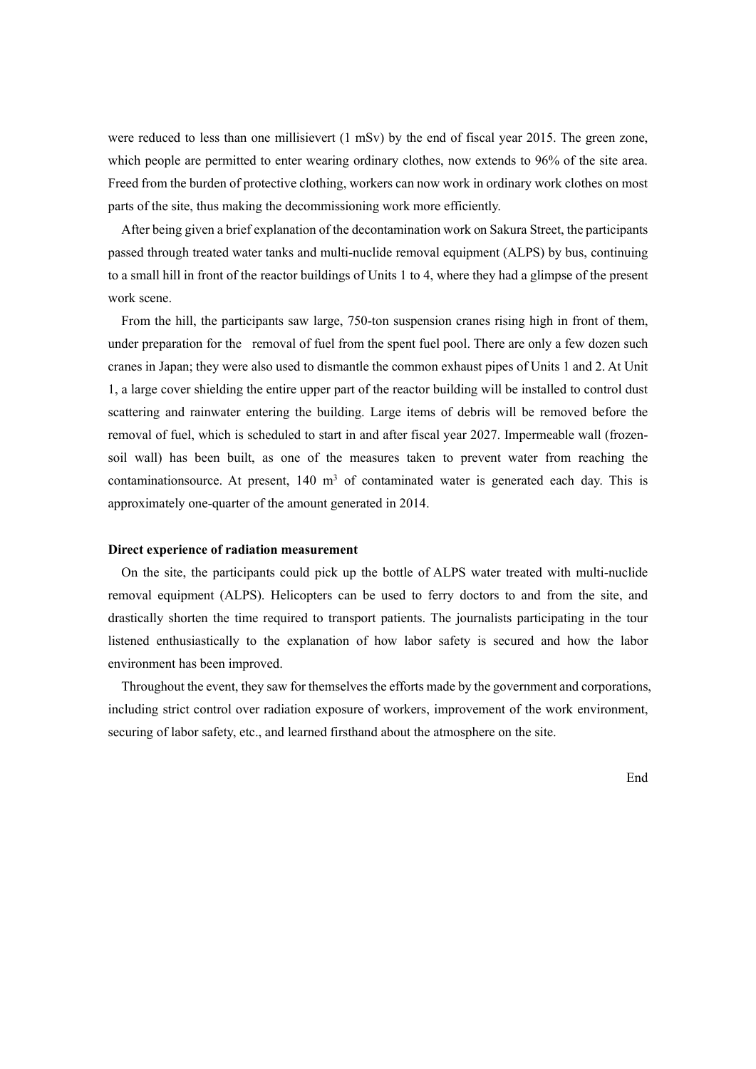were reduced to less than one millisievert (1 mSv) by the end of fiscal year 2015. The green zone, which people are permitted to enter wearing ordinary clothes, now extends to 96% of the site area. Freed from the burden of protective clothing, workers can now work in ordinary work clothes on most parts of the site, thus making the decommissioning work more efficiently.

After being given a brief explanation of the decontamination work on Sakura Street, the participants passed through treated water tanks and multi-nuclide removal equipment (ALPS) by bus, continuing to a small hill in front of the reactor buildings of Units 1 to 4, where they had a glimpse of the present work scene.

From the hill, the participants saw large, 750-ton suspension cranes rising high in front of them, under preparation for the removal of fuel from the spent fuel pool. There are only a few dozen such cranes in Japan; they were also used to dismantle the common exhaust pipes of Units 1 and 2. At Unit 1, a large cover shielding the entire upper part of the reactor building will be installed to control dust scattering and rainwater entering the building. Large items of debris will be removed before the removal of fuel, which is scheduled to start in and after fiscal year 2027. Impermeable wall (frozen-soil wall) has been built, as one of the measures taken to prevent water from reaching the contaminationsource. At present, 140 $m^3$ of contaminated water is generated each day. This is approximately one-quarter of the amount generated in 2014.

**Direct experience of radiation measurement**

On the site, the participants could pick up the bottle of ALPS water treated with multi-nuclide removal equipment (ALPS). Helicopters can be used to ferry doctors to and from the site, and drastically shorten the time required to transport patients. The journalists participating in the tour listened enthusiastically to the explanation of how labor safety is secured and how the labor environment has been improved.

Throughout the event, they saw for themselves the efforts made by the government and corporations, including strict control over radiation exposure of workers, improvement of the work environment, securing of labor safety, etc., and learned firsthand about the atmosphere on the site.

End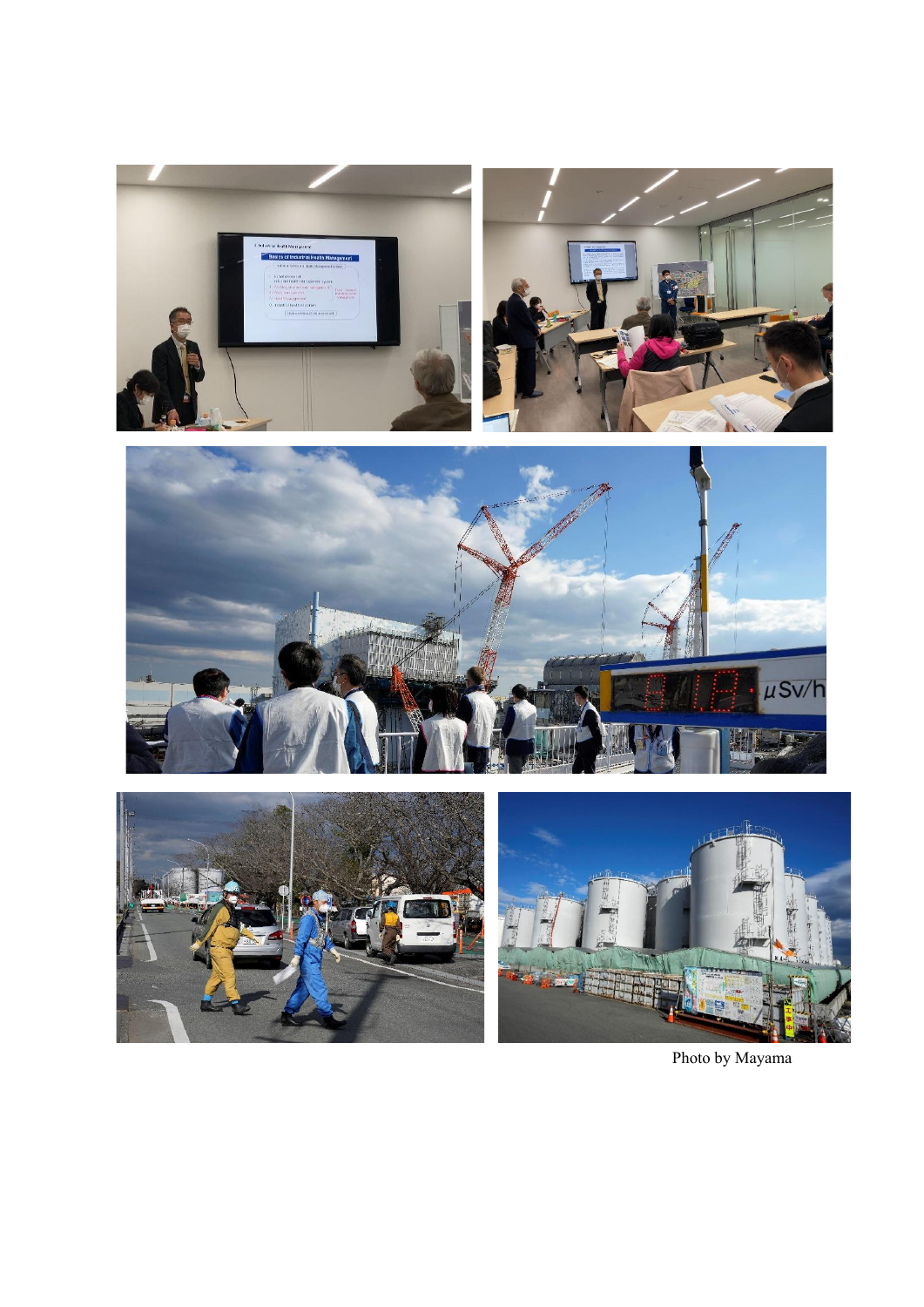Photo by Mayama